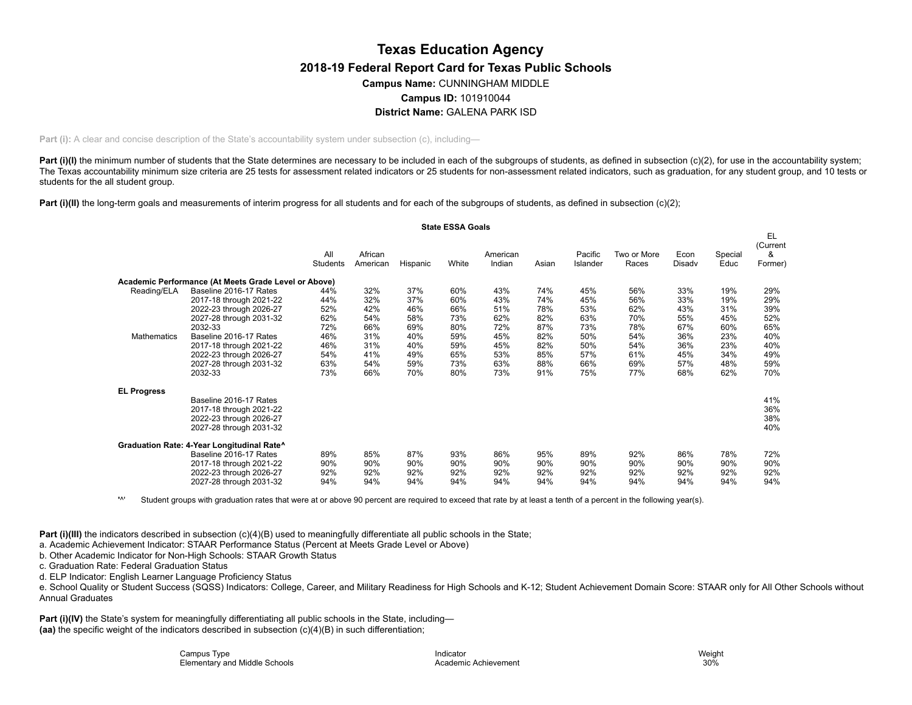# Texas Education Agency

## 2018-19 Federal Report Card for Texas Public Schools

**Campus Name:** CUNNINGHAM MIDDLE

**Campus ID:** 101910044

**District Name:** GALENA PARK ISD

**Part (i):** A clear and concise description of the State's accountability system under subsection (c), including—

**Part (i)(I)** the minimum number of students that the State determines are necessary to be included in each of the subgroups of students, as defined in subsection (c)(2), for use in the accountability system; The Texas accountability minimum size criteria are 25 tests for assessment related indicators or 25 students for non-assessment related indicators, such as graduation, for any student group, and 10 tests or students for the all student group.

**Part (i)(II)** the long-term goals and measurements of interim progress for all students and for each of the subgroups of students, as defined in subsection (c)(2);

**State ESSA Goals**

| | | All Students | African American | Hispanic | White | American Indian | Asian | Pacific Islander | Two or More Races | Econ Disadv | Special Educ | EL (Current & Former) |
|---|---|---|---|---|---|---|---|---|---|---|---|---|
| **Academic Performance (At Meets Grade Level or Above)** | | | | | | | | | | | | |
| Reading/ELA | Baseline 2016-17 Rates | 44% | 32% | 37% | 60% | 43% | 74% | 45% | 56% | 33% | 19% | 29% |
| | 2017-18 through 2021-22 | 44% | 32% | 37% | 60% | 43% | 74% | 45% | 56% | 33% | 19% | 29% |
| | 2022-23 through 2026-27 | 52% | 42% | 46% | 66% | 51% | 78% | 53% | 62% | 43% | 31% | 39% |
| | 2027-28 through 2031-32 | 62% | 54% | 58% | 73% | 62% | 82% | 63% | 70% | 55% | 45% | 52% |
| | 2032-33 | 72% | 66% | 69% | 80% | 72% | 87% | 73% | 78% | 67% | 60% | 65% |
| Mathematics | Baseline 2016-17 Rates | 46% | 31% | 40% | 59% | 45% | 82% | 50% | 54% | 36% | 23% | 40% |
| | 2017-18 through 2021-22 | 46% | 31% | 40% | 59% | 45% | 82% | 50% | 54% | 36% | 23% | 40% |
| | 2022-23 through 2026-27 | 54% | 41% | 49% | 65% | 53% | 85% | 57% | 61% | 45% | 34% | 49% |
| | 2027-28 through 2031-32 | 63% | 54% | 59% | 73% | 63% | 88% | 66% | 69% | 57% | 48% | 59% |
| | 2032-33 | 73% | 66% | 70% | 80% | 73% | 91% | 75% | 77% | 68% | 62% | 70% |
| **EL Progress** | | | | | | | | | | | | |
| | Baseline 2016-17 Rates | | | | | | | | | | | 41% |
| | 2017-18 through 2021-22 | | | | | | | | | | | 36% |
| | 2022-23 through 2026-27 | | | | | | | | | | | 38% |
| | 2027-28 through 2031-32 | | | | | | | | | | | 40% |
| **Graduation Rate: 4-Year Longitudinal Rate^** | | | | | | | | | | | | |
| | Baseline 2016-17 Rates | 89% | 85% | 87% | 93% | 86% | 95% | 89% | 92% | 86% | 78% | 72% |
| | 2017-18 through 2021-22 | 90% | 90% | 90% | 90% | 90% | 90% | 90% | 90% | 90% | 90% | 90% |
| | 2022-23 through 2026-27 | 92% | 92% | 92% | 92% | 92% | 92% | 92% | 92% | 92% | 92% | 92% |
| | 2027-28 through 2031-32 | 94% | 94% | 94% | 94% | 94% | 94% | 94% | 94% | 94% | 94% | 94% |

'^' Student groups with graduation rates that were at or above 90 percent are required to exceed that rate by at least a tenth of a percent in the following year(s).

**Part (i)(III)** the indicators described in subsection (c)(4)(B) used to meaningfully differentiate all public schools in the State;

a. Academic Achievement Indicator: STAAR Performance Status (Percent at Meets Grade Level or Above)
b. Other Academic Indicator for Non-High Schools: STAAR Growth Status
c. Graduation Rate: Federal Graduation Status
d. ELP Indicator: English Learner Language Proficiency Status
e. School Quality or Student Success (SQSS) Indicators: College, Career, and Military Readiness for High Schools and K-12; Student Achievement Domain Score: STAAR only for All Other Schools without Annual Graduates

**Part (i)(IV)** the State's system for meaningfully differentiating all public schools in the State, including—
**(aa)** the specific weight of the indicators described in subsection (c)(4)(B) in such differentiation;

| Campus Type | Indicator | Weight |
|---|---|---|
| Elementary and Middle Schools | Academic Achievement | 30% |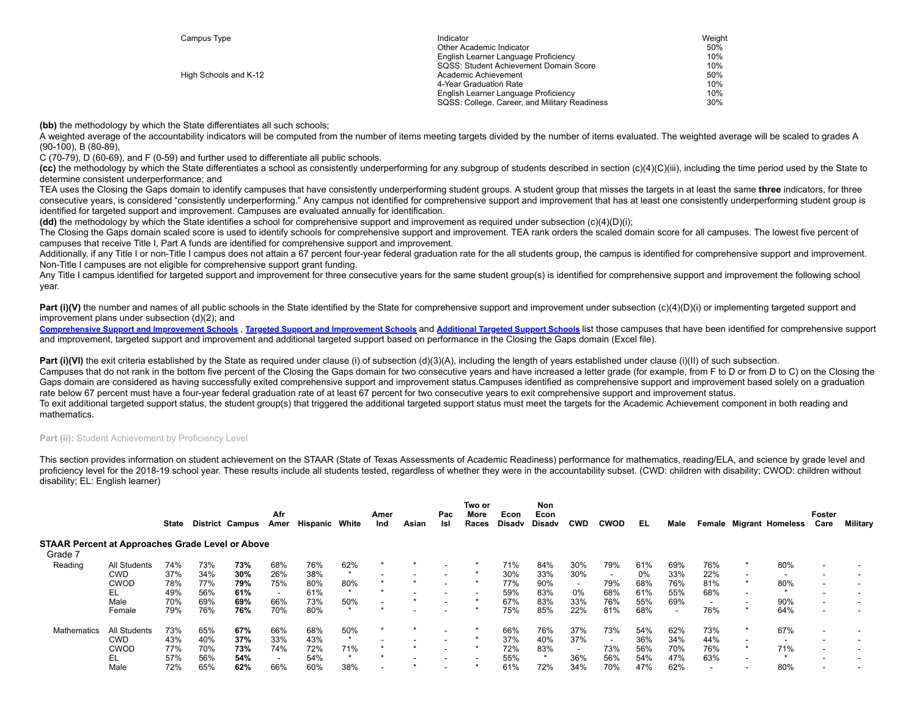| Campus Type | Indicator | Weight |
|---|---|---|
| | Other Academic Indicator | 50% |
| | English Learner Language Proficiency | 10% |
| | SQSS: Student Achievement Domain Score | 10% |
| High Schools and K-12 | Academic Achievement | 50% |
| | 4-Year Graduation Rate | 10% |
| | English Learner Language Proficiency | 10% |
| | SQSS: College, Career, and Military Readiness | 30% |

**(bb)** the methodology by which the State differentiates all such schools;

A weighted average of the accountability indicators will be computed from the number of items meeting targets divided by the number of items evaluated. The weighted average will be scaled to grades A (90-100), B (80-89),
C (70-79), D (60-69), and F (0-59) and further used to differentiate all public schools.

**(cc)** the methodology by which the State differentiates a school as consistently underperforming for any subgroup of students described in section (c)(4)(C)(iii), including the time period used by the State to determine consistent underperformance; and

TEA uses the Closing the Gaps domain to identify campuses that have consistently underperforming student groups. A student group that misses the targets in at least the same **three** indicators, for three consecutive years, is considered "consistently underperforming." Any campus not identified for comprehensive support and improvement that has at least one consistently underperforming student group is identified for targeted support and improvement. Campuses are evaluated annually for identification.

**(dd)** the methodology by which the State identifies a school for comprehensive support and improvement as required under subsection (c)(4)(D)(i);

The Closing the Gaps domain scaled score is used to identify schools for comprehensive support and improvement. TEA rank orders the scaled domain score for all campuses. The lowest five percent of campuses that receive Title I, Part A funds are identified for comprehensive support and improvement.

Additionally, if any Title I or non-Title I campus does not attain a 67 percent four-year federal graduation rate for the all students group, the campus is identified for comprehensive support and improvement. Non-Title I campuses are not eligible for comprehensive support grant funding.

Any Title I campus identified for targeted support and improvement for three consecutive years for the same student group(s) is identified for comprehensive support and improvement the following school year.

**Part (i)(V)** the number and names of all public schools in the State identified by the State for comprehensive support and improvement under subsection (c)(4)(D)(i) or implementing targeted support and improvement plans under subsection (d)(2); and

**Comprehensive Support and Improvement Schools** , **Targeted Support and Improvement Schools** and **Additional Targeted Support Schools** list those campuses that have been identified for comprehensive support and improvement, targeted support and improvement and additional targeted support based on performance in the Closing the Gaps domain (Excel file).

**Part (i)(VI)** the exit criteria established by the State as required under clause (i) of subsection (d)(3)(A), including the length of years established under clause (i)(II) of such subsection.

Campuses that do not rank in the bottom five percent of the Closing the Gaps domain for two consecutive years and have increased a letter grade (for example, from F to D or from D to C) on the Closing the Gaps domain are considered as having successfully exited comprehensive support and improvement status.Campuses identified as comprehensive support and improvement based solely on a graduation rate below 67 percent must have a four-year federal graduation rate of at least 67 percent for two consecutive years to exit comprehensive support and improvement status.

To exit additional targeted support status, the student group(s) that triggered the additional targeted support status must meet the targets for the Academic Achievement component in both reading and mathematics.

## Part (ii): Student Achievement by Proficiency Level

This section provides information on student achievement on the STAAR (State of Texas Assessments of Academic Readiness) performance for mathematics, reading/ELA, and science by grade level and proficiency level for the 2018-19 school year. These results include all students tested, regardless of whether they were in the accountability subset. (CWD: children with disability; CWOD: children without disability; EL: English learner)

| | | State | District | Campus | Afr Amer | Hispanic | White | Amer Ind | Asian | Pac Isl | Two or More Races | Econ Disadv | Non Econ Disadv | CWD | CWOD | EL | Male | Female | Migrant | Homeless | Foster Care | Military |
|---|---|---|---|---|---|---|---|---|---|---|---|---|---|---|---|---|---|---|---|---|---|---|
| **STAAR Percent at Approaches Grade Level or Above** | | | | | | | | | | | | | | | | | | | | | | |
| Grade 7 | | | | | | | | | | | | | | | | | | | | | | |
| Reading | All Students | 74% | 73% | **73%** | 68% | 76% | 62% | * | * | - | * | 71% | 84% | 30% | 79% | 61% | 69% | 76% | * | 80% | - | - |
| | CWD | 37% | 34% | **30%** | 26% | 38% | * | - | - | - | * | 30% | 33% | 30% | - | 0% | 33% | 22% | - | - | - | - |
| | CWOD | 78% | 77% | **79%** | 75% | 80% | 80% | * | * | - | * | 77% | 90% | - | 79% | 68% | 76% | 81% | * | 80% | - | - |
| | EL | 49% | 56% | **61%** | - | 61% | * | * | - | - | - | 59% | 83% | 0% | 68% | 61% | 55% | 68% | - | * | - | - |
| | Male | 70% | 69% | **69%** | 66% | 73% | 50% | - | * | - | * | 67% | 83% | 33% | 76% | 55% | 69% | - | - | 90% | - | - |
| | Female | 79% | 76% | **76%** | 70% | 80% | * | * | - | - | * | 75% | 85% | 22% | 81% | 68% | - | 76% | * | 64% | - | - |
| Mathematics | All Students | 73% | 65% | **67%** | 66% | 68% | 50% | * | * | - | * | 66% | 76% | 37% | 73% | 54% | 62% | 73% | * | 67% | - | - |
| | CWD | 43% | 40% | **37%** | 33% | 43% | * | - | - | - | * | 37% | 40% | 37% | - | 36% | 34% | 44% | - | - | - | - |
| | CWOD | 77% | 70% | **73%** | 74% | 72% | 71% | * | * | - | * | 72% | 83% | - | 73% | 56% | 70% | 76% | * | 71% | - | - |
| | EL | 57% | 56% | **54%** | - | 54% | * | * | - | - | - | 55% | * | 36% | 56% | 54% | 47% | 63% | - | * | - | - |
| | Male | 72% | 65% | **62%** | 66% | 60% | 38% | - | * | - | * | 61% | 72% | 34% | 70% | 47% | 62% | - | - | 80% | - | - |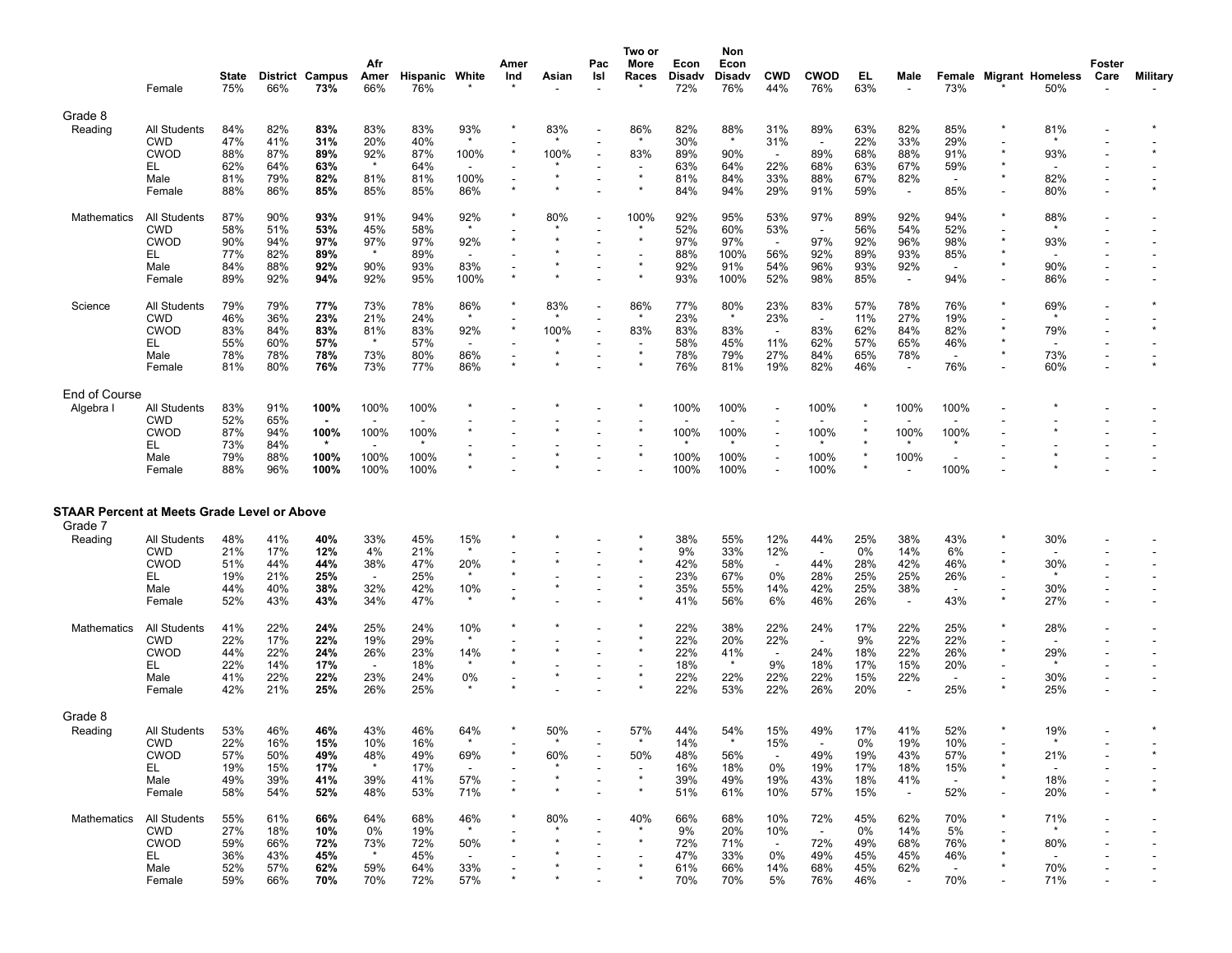| | | State | District | Campus | Afr Amer | Hispanic | White | Amer Ind | Asian | Pac Isl | Two or More Races | Econ Disadv | Non Econ Disadv | CWD | CWOD | EL | Male | Female | Migrant | Homeless | Foster Care | Military |
|---|---|---|---|---|---|---|---|---|---|---|---|---|---|---|---|---|---|---|---|---|---|---|
| | Female | 75% | 66% | **73%** | 66% | 76% | * | * | - | - | * | 72% | 76% | 44% | 76% | 63% | - | 73% | * | 50% | - | - |
| **Grade 8** | | | | | | | | | | | | | | | | | | | | | | |
| Reading | All Students | 84% | 82% | **83%** | 83% | 83% | 93% | * | 83% | - | 86% | 82% | 88% | 31% | 89% | 63% | 82% | 85% | * | 81% | - | * |
| | CWD | 47% | 41% | **31%** | 20% | 40% | * | - | * | - | * | 30% | * | 31% | - | 22% | 33% | 29% | - | * | - | - |
| | CWOD | 88% | 87% | **89%** | 92% | 87% | 100% | * | 100% | - | 83% | 89% | 90% | - | 89% | 68% | 88% | 91% | * | 93% | - | * |
| | EL | 62% | 64% | **63%** | * | 64% | - | - | * | - | - | 63% | 64% | 22% | 68% | 63% | 67% | 59% | * | - | - | - |
| | Male | 81% | 79% | **82%** | 81% | 81% | 100% | - | * | - | * | 81% | 84% | 33% | 88% | 67% | 82% | - | * | 82% | - | - |
| | Female | 88% | 86% | **85%** | 85% | 85% | 86% | * | * | - | * | 84% | 94% | 29% | 91% | 59% | - | 85% | - | 80% | - | * |
| Mathematics | All Students | 87% | 90% | **93%** | 91% | 94% | 92% | * | 80% | - | 100% | 92% | 95% | 53% | 97% | 89% | 92% | 94% | * | 88% | - | - |
| | CWD | 58% | 51% | **53%** | 45% | 58% | * | - | * | - | * | 52% | 60% | 53% | - | 56% | 54% | 52% | - | * | - | - |
| | CWOD | 90% | 94% | **97%** | 97% | 97% | 92% | * | * | - | * | 97% | 97% | - | 97% | 92% | 96% | 98% | * | 93% | - | - |
| | EL | 77% | 82% | **89%** | * | 89% | - | - | * | - | - | 88% | 100% | 56% | 92% | 89% | 93% | 85% | * | - | - | - |
| | Male | 84% | 88% | **92%** | 90% | 93% | 83% | - | * | - | * | 92% | 91% | 54% | 96% | 93% | 92% | - | * | 90% | - | - |
| | Female | 89% | 92% | **94%** | 92% | 95% | 100% | * | * | - | * | 93% | 100% | 52% | 98% | 85% | - | 94% | - | 86% | - | - |
| Science | All Students | 79% | 79% | **77%** | 73% | 78% | 86% | * | 83% | - | 86% | 77% | 80% | 23% | 83% | 57% | 78% | 76% | * | 69% | - | * |
| | CWD | 46% | 36% | **23%** | 21% | 24% | * | - | * | - | * | 23% | * | 23% | - | 11% | 27% | 19% | - | * | - | - |
| | CWOD | 83% | 84% | **83%** | 81% | 83% | 92% | * | 100% | - | 83% | 83% | 83% | - | 83% | 62% | 84% | 82% | * | 79% | - | * |
| | EL | 55% | 60% | **57%** | * | 57% | - | - | * | - | - | 58% | 45% | 11% | 62% | 57% | 65% | 46% | * | - | - | - |
| | Male | 78% | 78% | **78%** | 73% | 80% | 86% | - | * | - | * | 78% | 79% | 27% | 84% | 65% | 78% | - | * | 73% | - | - |
| | Female | 81% | 80% | **76%** | 73% | 77% | 86% | * | * | - | * | 76% | 81% | 19% | 82% | 46% | - | 76% | - | 60% | - | * |
| **End of Course** | | | | | | | | | | | | | | | | | | | | | | |
| Algebra I | All Students | 83% | 91% | **100%** | 100% | 100% | * | - | * | - | * | 100% | 100% | - | 100% | * | 100% | 100% | - | * | - | - |
| | CWD | 52% | 65% | **-** | - | - | - | - | - | - | - | - | - | - | - | - | - | - | - | - | - | - |
| | CWOD | 87% | 94% | **100%** | 100% | 100% | * | - | * | - | * | 100% | 100% | - | 100% | * | 100% | 100% | - | * | - | - |
| | EL | 73% | 84% | ***** | - | * | - | - | - | - | - | * | * | - | * | * | * | * | - | - | - | - |
| | Male | 79% | 88% | **100%** | 100% | 100% | * | - | * | - | * | 100% | 100% | - | 100% | * | 100% | - | - | * | - | - |
| | Female | 88% | 96% | **100%** | 100% | 100% | * | - | * | - | - | 100% | 100% | - | 100% | * | - | 100% | - | * | - | - |

**STAAR Percent at Meets Grade Level or Above**

| | | State | District | Campus | Afr Amer | Hispanic | White | Amer Ind | Asian | Pac Isl | Two or More Races | Econ Disadv | Non Econ Disadv | CWD | CWOD | EL | Male | Female | Migrant | Homeless | Foster Care | Military |
|---|---|---|---|---|---|---|---|---|---|---|---|---|---|---|---|---|---|---|---|---|---|---|
| **Grade 7** | | | | | | | | | | | | | | | | | | | | | | |
| Reading | All Students | 48% | 41% | **40%** | 33% | 45% | 15% | * | * | - | * | 38% | 55% | 12% | 44% | 25% | 38% | 43% | * | 30% | - | - |
| | CWD | 21% | 17% | **12%** | 4% | 21% | * | - | - | - | * | 9% | 33% | 12% | - | 0% | 14% | 6% | - | - | - | - |
| | CWOD | 51% | 44% | **44%** | 38% | 47% | 20% | * | * | - | * | 42% | 58% | - | 44% | 28% | 42% | 46% | * | 30% | - | - |
| | EL | 19% | 21% | **25%** | - | 25% | * | * | - | - | - | 23% | 67% | 0% | 28% | 25% | 25% | 26% | - | * | - | - |
| | Male | 44% | 40% | **38%** | 32% | 42% | 10% | - | * | - | * | 35% | 55% | 14% | 42% | 25% | 38% | - | - | 30% | - | - |
| | Female | 52% | 43% | **43%** | 34% | 47% | * | * | - | - | * | 41% | 56% | 6% | 46% | 26% | - | 43% | * | 27% | - | - |
| Mathematics | All Students | 41% | 22% | **24%** | 25% | 24% | 10% | * | * | - | * | 22% | 38% | 22% | 24% | 17% | 22% | 25% | * | 28% | - | - |
| | CWD | 22% | 17% | **22%** | 19% | 29% | * | - | - | - | * | 22% | 20% | 22% | - | 9% | 22% | 22% | - | - | - | - |
| | CWOD | 44% | 22% | **24%** | 26% | 23% | 14% | * | * | - | * | 22% | 41% | - | 24% | 18% | 22% | 26% | * | 29% | - | - |
| | EL | 22% | 14% | **17%** | - | 18% | * | * | - | - | - | 18% | * | 9% | 18% | 17% | 15% | 20% | - | * | - | - |
| | Male | 41% | 22% | **22%** | 23% | 24% | 0% | - | * | - | * | 22% | 22% | 22% | 22% | 15% | 22% | - | - | 30% | - | - |
| | Female | 42% | 21% | **25%** | 26% | 25% | * | * | - | - | * | 22% | 53% | 22% | 26% | 20% | - | 25% | * | 25% | - | - |
| **Grade 8** | | | | | | | | | | | | | | | | | | | | | | |
| Reading | All Students | 53% | 46% | **46%** | 43% | 46% | 64% | * | 50% | - | 57% | 44% | 54% | 15% | 49% | 17% | 41% | 52% | * | 19% | - | * |
| | CWD | 22% | 16% | **15%** | 10% | 16% | * | - | * | - | * | 14% | * | 15% | - | 0% | 19% | 10% | - | * | - | - |
| | CWOD | 57% | 50% | **49%** | 48% | 49% | 69% | * | 60% | - | 50% | 48% | 56% | - | 49% | 19% | 43% | 57% | * | 21% | - | * |
| | EL | 19% | 15% | **17%** | * | 17% | - | - | * | - | - | 16% | 18% | 0% | 19% | 17% | 18% | 15% | * | - | - | - |
| | Male | 49% | 39% | **41%** | 39% | 41% | 57% | - | * | - | * | 39% | 49% | 19% | 43% | 18% | 41% | - | * | 18% | - | - |
| | Female | 58% | 54% | **52%** | 48% | 53% | 71% | * | * | - | * | 51% | 61% | 10% | 57% | 15% | - | 52% | - | 20% | - | * |
| Mathematics | All Students | 55% | 61% | **66%** | 64% | 68% | 46% | * | 80% | - | 40% | 66% | 68% | 10% | 72% | 45% | 62% | 70% | * | 71% | - | - |
| | CWD | 27% | 18% | **10%** | 0% | 19% | * | - | * | - | * | 9% | 20% | 10% | - | 0% | 14% | 5% | - | * | - | - |
| | CWOD | 59% | 66% | **72%** | 73% | 72% | 50% | * | * | - | * | 72% | 71% | - | 72% | 49% | 68% | 76% | * | 80% | - | - |
| | EL | 36% | 43% | **45%** | * | 45% | - | - | * | - | - | 47% | 33% | 0% | 49% | 45% | 45% | 46% | * | - | - | - |
| | Male | 52% | 57% | **62%** | 59% | 64% | 33% | - | * | - | * | 61% | 66% | 14% | 68% | 45% | 62% | - | * | 70% | - | - |
| | Female | 59% | 66% | **70%** | 70% | 72% | 57% | * | * | - | * | 70% | 70% | 5% | 76% | 46% | - | 70% | - | 71% | - | - |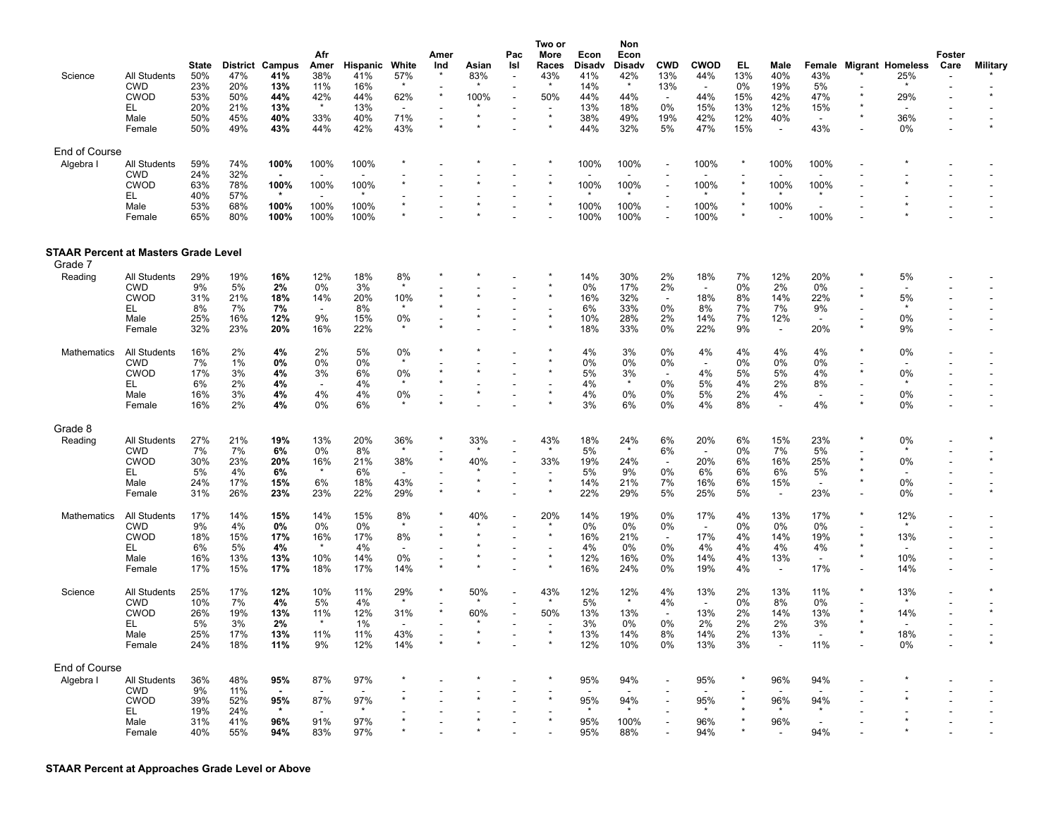| | | State | District | Campus | Afr Amer | Hispanic | White | Amer Ind | Asian | Pac Isl | Two or More Races | Econ Disadv | Non Econ Disadv | CWD | CWOD | EL | Male | Female | Migrant | Homeless | Foster Care | Military |
|---|---|---|---|---|---|---|---|---|---|---|---|---|---|---|---|---|---|---|---|---|---|---|
| Science | All Students | 50% | 47% | **41%** | 38% | 41% | 57% | * | 83% | - | 43% | 41% | 42% | 13% | 44% | 13% | 40% | 43% | * | 25% | - | * |
| | CWD | 23% | 20% | **13%** | 11% | 16% | * | - | * | - | * | 14% | * | 13% | - | 0% | 19% | 5% | - | * | - | - |
| | CWOD | 53% | 50% | **44%** | 42% | 44% | 62% | * | 100% | - | 50% | 44% | 44% | - | 44% | 15% | 42% | 47% | * | 29% | - | * |
| | EL | 20% | 21% | **13%** | * | 13% | - | - | * | - | - | 13% | 18% | 0% | 15% | 13% | 12% | 15% | * | - | - | - |
| | Male | 50% | 45% | **40%** | 33% | 40% | 71% | - | * | - | * | 38% | 49% | 19% | 42% | 12% | 40% | - | * | 36% | - | - |
| | Female | 50% | 49% | **43%** | 44% | 42% | 43% | * | * | - | * | 44% | 32% | 5% | 47% | 15% | - | 43% | - | 0% | - | * |
| End of Course | | | | | | | | | | | | | | | | | | | | | | |
| Algebra I | All Students | 59% | 74% | **100%** | 100% | 100% | * | - | * | - | * | 100% | 100% | - | 100% | * | 100% | 100% | - | * | - | - |
| | CWD | 24% | 32% | **-** | - | - | - | - | - | - | - | - | - | - | - | - | - | - | - | - | - | - |
| | CWOD | 63% | 78% | **100%** | 100% | 100% | * | - | * | - | * | 100% | 100% | - | 100% | * | 100% | 100% | - | * | - | - |
| | EL | 40% | 57% | ***** | - | * | - | - | - | - | - | * | * | - | * | * | * | * | - | - | - | - |
| | Male | 53% | 68% | **100%** | 100% | 100% | * | - | * | - | * | 100% | 100% | - | 100% | * | 100% | - | - | * | - | - |
| | Female | 65% | 80% | **100%** | 100% | 100% | * | - | * | - | - | 100% | 100% | - | 100% | * | - | 100% | - | * | - | - |
| **STAAR Percent at Masters Grade Level** | | | | | | | | | | | | | | | | | | | | | | |
| Grade 7 | | | | | | | | | | | | | | | | | | | | | | |
| Reading | All Students | 29% | 19% | **16%** | 12% | 18% | 8% | * | * | - | * | 14% | 30% | 2% | 18% | 7% | 12% | 20% | * | 5% | - | - |
| | CWD | 9% | 5% | **2%** | 0% | 3% | * | - | - | - | * | 0% | 17% | 2% | - | 0% | 2% | 0% | - | - | - | - |
| | CWOD | 31% | 21% | **18%** | 14% | 20% | 10% | * | * | - | * | 16% | 32% | - | 18% | 8% | 14% | 22% | * | 5% | - | - |
| | EL | 8% | 7% | **7%** | - | 8% | * | * | - | - | - | 6% | 33% | 0% | 8% | 7% | 7% | 9% | - | * | - | - |
| | Male | 25% | 16% | **12%** | 9% | 15% | 0% | - | * | - | * | 10% | 28% | 2% | 14% | 7% | 12% | - | - | 0% | - | - |
| | Female | 32% | 23% | **20%** | 16% | 22% | * | * | - | - | * | 18% | 33% | 0% | 22% | 9% | - | 20% | * | 9% | - | - |
| Mathematics | All Students | 16% | 2% | **4%** | 2% | 5% | 0% | * | * | - | * | 4% | 3% | 0% | 4% | 4% | 4% | 4% | * | 0% | - | - |
| | CWD | 7% | 1% | **0%** | 0% | 0% | * | - | - | - | * | 0% | 0% | 0% | - | 0% | 0% | 0% | - | - | - | - |
| | CWOD | 17% | 3% | **4%** | 3% | 6% | 0% | * | * | - | * | 5% | 3% | - | 4% | 5% | 5% | 4% | * | 0% | - | - |
| | EL | 6% | 2% | **4%** | - | 4% | * | * | - | - | - | 4% | * | 0% | 5% | 4% | 2% | 8% | - | * | - | - |
| | Male | 16% | 3% | **4%** | 4% | 4% | 0% | - | * | - | * | 4% | 0% | 0% | 5% | 2% | 4% | - | - | 0% | - | - |
| | Female | 16% | 2% | **4%** | 0% | 6% | * | * | - | - | * | 3% | 6% | 0% | 4% | 8% | - | 4% | * | 0% | - | - |
| Grade 8 | | | | | | | | | | | | | | | | | | | | | | |
| Reading | All Students | 27% | 21% | **19%** | 13% | 20% | 36% | * | 33% | - | 43% | 18% | 24% | 6% | 20% | 6% | 15% | 23% | * | 0% | - | * |
| | CWD | 7% | 7% | **6%** | 0% | 8% | * | - | * | - | * | 5% | * | 6% | - | 0% | 7% | 5% | - | * | - | - |
| | CWOD | 30% | 23% | **20%** | 16% | 21% | 38% | * | 40% | - | 33% | 19% | 24% | - | 20% | 6% | 16% | 25% | * | 0% | - | * |
| | EL | 5% | 4% | **6%** | * | 6% | - | - | * | - | - | 5% | 9% | 0% | 6% | 6% | 6% | 5% | * | - | - | - |
| | Male | 24% | 17% | **15%** | 6% | 18% | 43% | - | * | - | * | 14% | 21% | 7% | 16% | 6% | 15% | - | * | 0% | - | - |
| | Female | 31% | 26% | **23%** | 23% | 22% | 29% | * | * | - | * | 22% | 29% | 5% | 25% | 5% | - | 23% | - | 0% | - | * |
| Mathematics | All Students | 17% | 14% | **15%** | 14% | 15% | 8% | * | 40% | - | 20% | 14% | 19% | 0% | 17% | 4% | 13% | 17% | * | 12% | - | - |
| | CWD | 9% | 4% | **0%** | 0% | 0% | * | - | * | - | * | 0% | 0% | 0% | - | 0% | 0% | 0% | - | * | - | - |
| | CWOD | 18% | 15% | **17%** | 16% | 17% | 8% | * | * | - | * | 16% | 21% | - | 17% | 4% | 14% | 19% | * | 13% | - | - |
| | EL | 6% | 5% | **4%** | * | 4% | - | - | * | - | - | 4% | 0% | 0% | 4% | 4% | 4% | 4% | * | - | - | - |
| | Male | 16% | 13% | **13%** | 10% | 14% | 0% | - | * | - | * | 12% | 16% | 0% | 14% | 4% | 13% | - | * | 10% | - | - |
| | Female | 17% | 15% | **17%** | 18% | 17% | 14% | * | * | - | * | 16% | 24% | 0% | 19% | 4% | - | 17% | - | 14% | - | - |
| Science | All Students | 25% | 17% | **12%** | 10% | 11% | 29% | * | 50% | - | 43% | 12% | 12% | 4% | 13% | 2% | 13% | 11% | * | 13% | - | * |
| | CWD | 10% | 7% | **4%** | 5% | 4% | * | - | * | - | * | 5% | * | 4% | - | 0% | 8% | 0% | - | * | - | - |
| | CWOD | 26% | 19% | **13%** | 11% | 12% | 31% | * | 60% | - | 50% | 13% | 13% | - | 13% | 2% | 14% | 13% | * | 14% | - | * |
| | EL | 5% | 3% | **2%** | * | 1% | - | - | * | - | - | 3% | 0% | 0% | 2% | 2% | 2% | 3% | * | - | - | - |
| | Male | 25% | 17% | **13%** | 11% | 11% | 43% | - | * | - | * | 13% | 14% | 8% | 14% | 2% | 13% | - | * | 18% | - | - |
| | Female | 24% | 18% | **11%** | 9% | 12% | 14% | * | * | - | * | 12% | 10% | 0% | 13% | 3% | - | 11% | - | 0% | - | * |
| End of Course | | | | | | | | | | | | | | | | | | | | | | |
| Algebra I | All Students | 36% | 48% | **95%** | 87% | 97% | * | - | * | - | * | 95% | 94% | - | 95% | * | 96% | 94% | - | * | - | - |
| | CWD | 9% | 11% | **-** | - | - | - | - | - | - | - | - | - | - | - | - | - | - | - | - | - | - |
| | CWOD | 39% | 52% | **95%** | 87% | 97% | * | - | * | - | * | 95% | 94% | - | 95% | * | 96% | 94% | - | * | - | - |
| | EL | 19% | 24% | ***** | - | * | - | - | - | - | - | * | * | - | * | * | * | * | - | - | - | - |
| | Male | 31% | 41% | **96%** | 91% | 97% | * | - | * | - | * | 95% | 100% | - | 96% | * | 96% | - | - | * | - | - |
| | Female | 40% | 55% | **94%** | 83% | 97% | * | - | * | - | - | 95% | 88% | - | 94% | * | - | 94% | - | * | - | - |

**STAAR Percent at Approaches Grade Level or Above**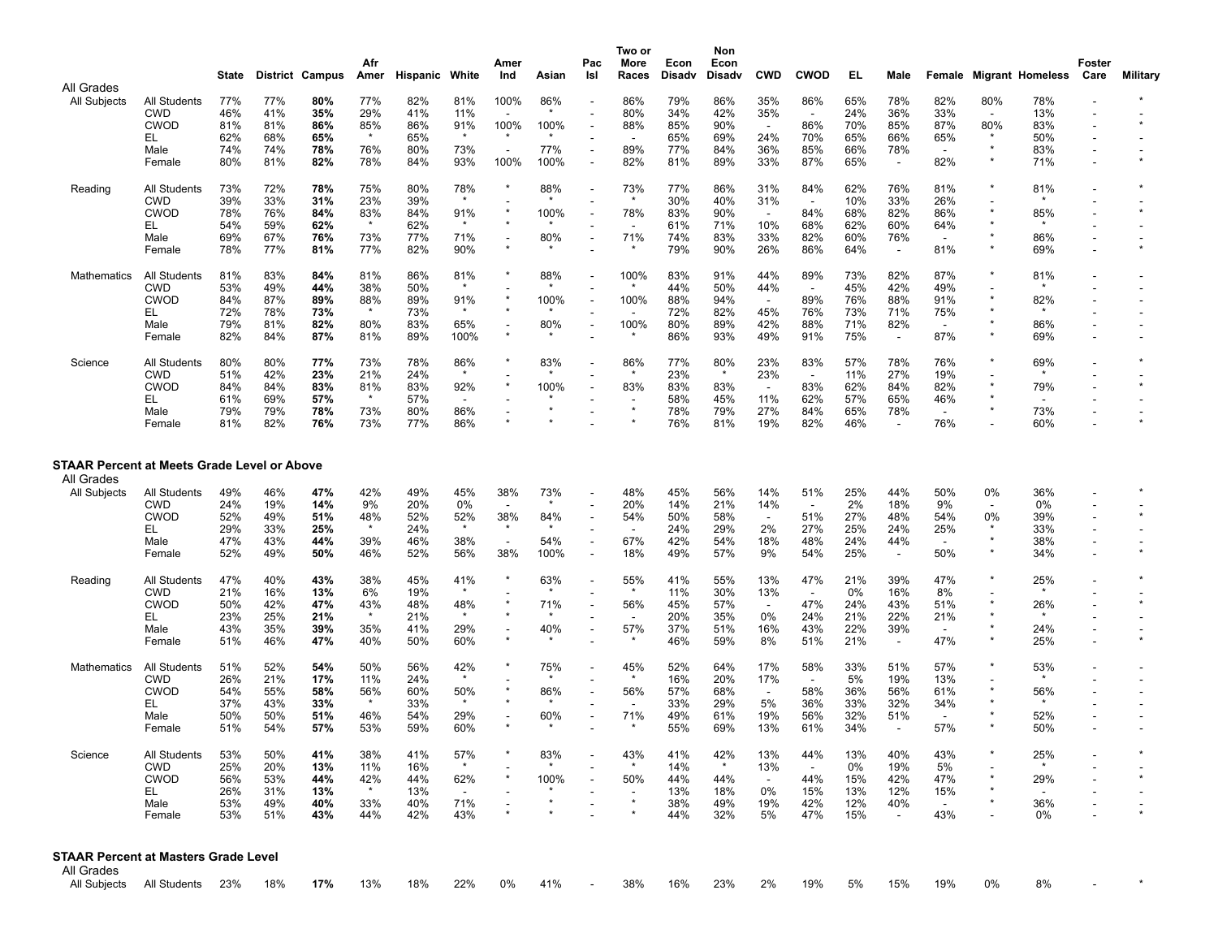| | | | State | District | Campus | Afr Amer | Hispanic | White | Amer Ind | Asian | Pac Isl | Two or More Races | Econ Disadv | Non Econ Disadv | CWD | CWOD | EL | Male | Female | Migrant | Homeless | Foster Care | Military |
|---|---|---|---|---|---|---|---|---|---|---|---|---|---|---|---|---|---|---|---|---|---|---|---|
| All Grades | | | | | | | | | | | | | | | | | | | | | | | |
| | All Subjects | All Students | 77% | 77% | **80%** | 77% | 82% | 81% | 100% | 86% | - | 86% | 79% | 86% | 35% | 86% | 65% | 78% | 82% | 80% | 78% | - | * |
| | | CWD | 46% | 41% | **35%** | 29% | 41% | 11% | - | * | - | 80% | 34% | 42% | 35% | - | 24% | 36% | 33% | - | 13% | - | - |
| | | CWOD | 81% | 81% | **86%** | 85% | 86% | 91% | 100% | 100% | - | 88% | 85% | 90% | - | 86% | 70% | 85% | 87% | 80% | 83% | - | * |
| | | EL | 62% | 68% | **65%** | * | 65% | * | * | * | - | - | 65% | 69% | 24% | 70% | 65% | 66% | 65% | * | 50% | - | - |
| | | Male | 74% | 74% | **78%** | 76% | 80% | 73% | - | 77% | - | 89% | 77% | 84% | 36% | 85% | 66% | 78% | - | * | 83% | - | - |
| | | Female | 80% | 81% | **82%** | 78% | 84% | 93% | 100% | 100% | - | 82% | 81% | 89% | 33% | 87% | 65% | - | 82% | * | 71% | - | * |
| | Reading | All Students | 73% | 72% | **78%** | 75% | 80% | 78% | * | 88% | - | 73% | 77% | 86% | 31% | 84% | 62% | 76% | 81% | * | 81% | - | * |
| | | CWD | 39% | 33% | **31%** | 23% | 39% | * | - | * | - | * | 30% | 40% | 31% | - | 10% | 33% | 26% | - | * | - | - |
| | | CWOD | 78% | 76% | **84%** | 83% | 84% | 91% | * | 100% | - | 78% | 83% | 90% | - | 84% | 68% | 82% | 86% | * | 85% | - | * |
| | | EL | 54% | 59% | **62%** | * | 62% | * | * | * | - | - | 61% | 71% | 10% | 68% | 62% | 60% | 64% | * | * | - | - |
| | | Male | 69% | 67% | **76%** | 73% | 77% | 71% | - | 80% | - | 71% | 74% | 83% | 33% | 82% | 60% | 76% | - | * | 86% | - | - |
| | | Female | 78% | 77% | **81%** | 77% | 82% | 90% | * | * | - | * | 79% | 90% | 26% | 86% | 64% | - | 81% | * | 69% | - | * |
| | Mathematics | All Students | 81% | 83% | **84%** | 81% | 86% | 81% | * | 88% | - | 100% | 83% | 91% | 44% | 89% | 73% | 82% | 87% | * | 81% | - | - |
| | | CWD | 53% | 49% | **44%** | 38% | 50% | * | - | * | - | * | 44% | 50% | 44% | - | 45% | 42% | 49% | - | * | - | - |
| | | CWOD | 84% | 87% | **89%** | 88% | 89% | 91% | * | 100% | - | 100% | 88% | 94% | - | 89% | 76% | 88% | 91% | * | 82% | - | - |
| | | EL | 72% | 78% | **73%** | * | 73% | * | * | * | - | - | 72% | 82% | 45% | 76% | 73% | 71% | 75% | * | * | - | - |
| | | Male | 79% | 81% | **82%** | 80% | 83% | 65% | - | 80% | - | 100% | 80% | 89% | 42% | 88% | 71% | 82% | - | * | 86% | - | - |
| | | Female | 82% | 84% | **87%** | 81% | 89% | 100% | * | * | - | * | 86% | 93% | 49% | 91% | 75% | - | 87% | * | 69% | - | - |
| | Science | All Students | 80% | 80% | **77%** | 73% | 78% | 86% | * | 83% | - | 86% | 77% | 80% | 23% | 83% | 57% | 78% | 76% | * | 69% | - | * |
| | | CWD | 51% | 42% | **23%** | 21% | 24% | * | - | * | - | * | 23% | * | 23% | - | 11% | 27% | 19% | - | * | - | - |
| | | CWOD | 84% | 84% | **83%** | 81% | 83% | 92% | * | 100% | - | 83% | 83% | 83% | - | 83% | 62% | 84% | 82% | * | 79% | - | * |
| | | EL | 61% | 69% | **57%** | * | 57% | - | - | * | - | - | 58% | 45% | 11% | 62% | 57% | 65% | 46% | * | - | - | - |
| | | Male | 79% | 79% | **78%** | 73% | 80% | 86% | - | * | - | * | 78% | 79% | 27% | 84% | 65% | 78% | - | * | 73% | - | - |
| | | Female | 81% | 82% | **76%** | 73% | 77% | 86% | * | * | - | * | 76% | 81% | 19% | 82% | 46% | - | 76% | - | 60% | - | * |

## STAAR Percent at Meets Grade Level or Above

| | | | State | District | Campus | Afr Amer | Hispanic | White | Amer Ind | Asian | Pac Isl | Two or More Races | Econ Disadv | Non Econ Disadv | CWD | CWOD | EL | Male | Female | Migrant | Homeless | Foster Care | Military |
|---|---|---|---|---|---|---|---|---|---|---|---|---|---|---|---|---|---|---|---|---|---|---|---|
| All Grades | | | | | | | | | | | | | | | | | | | | | | | |
| | All Subjects | All Students | 49% | 46% | **47%** | 42% | 49% | 45% | 38% | 73% | - | 48% | 45% | 56% | 14% | 51% | 25% | 44% | 50% | 0% | 36% | - | * |
| | | CWD | 24% | 19% | **14%** | 9% | 20% | 0% | - | * | - | 20% | 14% | 21% | 14% | - | 2% | 18% | 9% | - | 0% | - | - |
| | | CWOD | 52% | 49% | **51%** | 48% | 52% | 52% | 38% | 84% | - | 54% | 50% | 58% | - | 51% | 27% | 48% | 54% | 0% | 39% | - | * |
| | | EL | 29% | 33% | **25%** | * | 24% | * | * | * | - | - | 24% | 29% | 2% | 27% | 25% | 24% | 25% | * | 33% | - | - |
| | | Male | 47% | 43% | **44%** | 39% | 46% | 38% | - | 54% | - | 67% | 42% | 54% | 18% | 48% | 24% | 44% | - | * | 38% | - | - |
| | | Female | 52% | 49% | **50%** | 46% | 52% | 56% | 38% | 100% | - | 18% | 49% | 57% | 9% | 54% | 25% | - | 50% | * | 34% | - | * |
| | Reading | All Students | 47% | 40% | **43%** | 38% | 45% | 41% | * | 63% | - | 55% | 41% | 55% | 13% | 47% | 21% | 39% | 47% | * | 25% | - | * |
| | | CWD | 21% | 16% | **13%** | 6% | 19% | * | - | * | - | * | 11% | 30% | 13% | - | 0% | 16% | 8% | - | * | - | - |
| | | CWOD | 50% | 42% | **47%** | 43% | 48% | 48% | * | 71% | - | 56% | 45% | 57% | - | 47% | 24% | 43% | 51% | * | 26% | - | * |
| | | EL | 23% | 25% | **21%** | * | 21% | * | * | * | - | - | 20% | 35% | 0% | 24% | 21% | 22% | 21% | * | * | - | - |
| | | Male | 43% | 35% | **39%** | 35% | 41% | 29% | - | 40% | - | 57% | 37% | 51% | 16% | 43% | 22% | 39% | - | * | 24% | - | - |
| | | Female | 51% | 46% | **47%** | 40% | 50% | 60% | * | * | - | * | 46% | 59% | 8% | 51% | 21% | - | 47% | * | 25% | - | * |
| | Mathematics | All Students | 51% | 52% | **54%** | 50% | 56% | 42% | * | 75% | - | 45% | 52% | 64% | 17% | 58% | 33% | 51% | 57% | * | 53% | - | - |
| | | CWD | 26% | 21% | **17%** | 11% | 24% | * | - | * | - | * | 16% | 20% | 17% | - | 5% | 19% | 13% | - | * | - | - |
| | | CWOD | 54% | 55% | **58%** | 56% | 60% | 50% | * | 86% | - | 56% | 57% | 68% | - | 58% | 36% | 56% | 61% | * | 56% | - | - |
| | | EL | 37% | 43% | **33%** | * | 33% | * | * | * | - | - | 33% | 29% | 5% | 36% | 33% | 32% | 34% | * | * | - | - |
| | | Male | 50% | 50% | **51%** | 46% | 54% | 29% | - | 60% | - | 71% | 49% | 61% | 19% | 56% | 32% | 51% | - | * | 52% | - | - |
| | | Female | 51% | 54% | **57%** | 53% | 59% | 60% | * | * | - | * | 55% | 69% | 13% | 61% | 34% | - | 57% | * | 50% | - | - |
| | Science | All Students | 53% | 50% | **41%** | 38% | 41% | 57% | * | 83% | - | 43% | 41% | 42% | 13% | 44% | 13% | 40% | 43% | * | 25% | - | * |
| | | CWD | 25% | 20% | **13%** | 11% | 16% | * | - | * | - | * | 14% | * | 13% | - | 0% | 19% | 5% | - | * | - | - |
| | | CWOD | 56% | 53% | **44%** | 42% | 44% | 62% | * | 100% | - | 50% | 44% | 44% | - | 44% | 15% | 42% | 47% | * | 29% | - | * |
| | | EL | 26% | 31% | **13%** | * | 13% | - | - | * | - | - | 13% | 18% | 0% | 15% | 13% | 12% | 15% | * | - | - | - |
| | | Male | 53% | 49% | **40%** | 33% | 40% | 71% | - | * | - | * | 38% | 49% | 19% | 42% | 12% | 40% | - | * | 36% | - | - |
| | | Female | 53% | 51% | **43%** | 44% | 42% | 43% | * | * | - | * | 44% | 32% | 5% | 47% | 15% | - | 43% | - | 0% | - | * |

## STAAR Percent at Masters Grade Level

| | | | State | District | Campus | Afr Amer | Hispanic | White | Amer Ind | Asian | Pac Isl | Two or More Races | Econ Disadv | Non Econ Disadv | CWD | CWOD | EL | Male | Female | Migrant | Homeless | Foster Care | Military |
|---|---|---|---|---|---|---|---|---|---|---|---|---|---|---|---|---|---|---|---|---|---|---|---|
| All Grades | | | | | | | | | | | | | | | | | | | | | | | |
| | All Subjects | All Students | 23% | 18% | **17%** | 13% | 18% | 22% | 0% | 41% | - | 38% | 16% | 23% | 2% | 19% | 5% | 15% | 19% | 0% | 8% | - | * |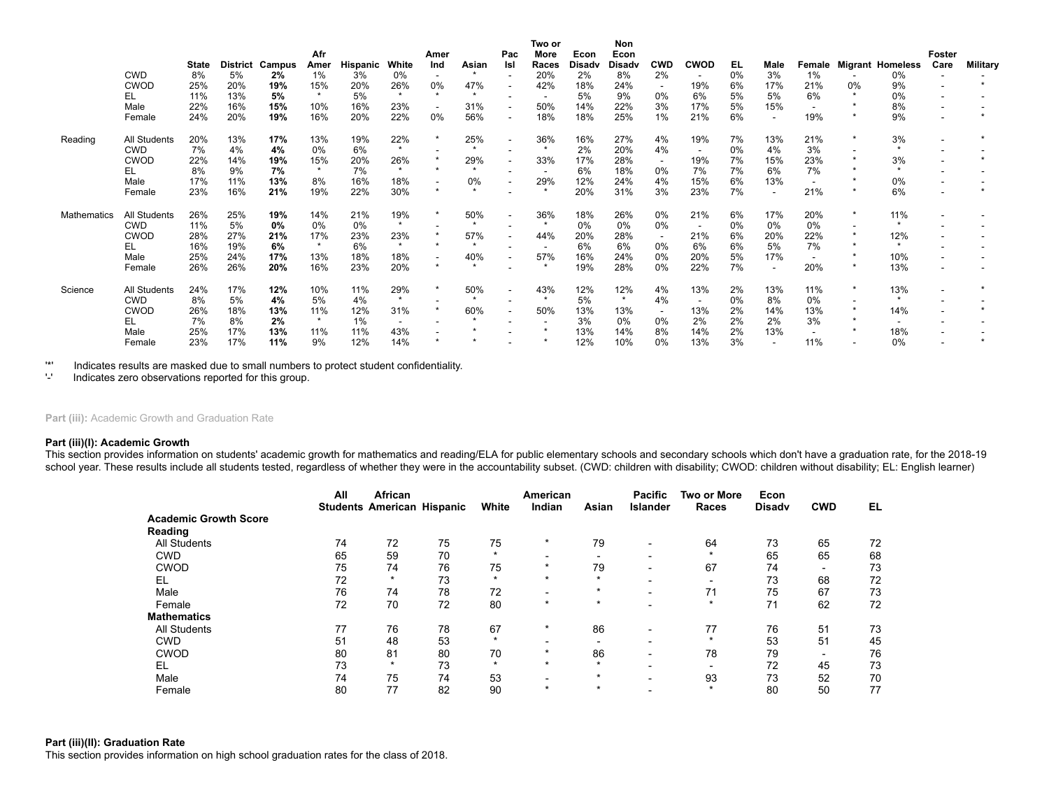| | | State | District | Campus | Afr Amer | Hispanic | White | Amer Ind | Asian | Pac Isl | Two or More Races | Econ Disadv | Non Econ Disadv | CWD | CWOD | EL | Male | Female | Migrant | Homeless | Foster Care | Military |
|---|---|---|---|---|---|---|---|---|---|---|---|---|---|---|---|---|---|---|---|---|---|---|
| | CWD | 8% | 5% | **2%** | 1% | 3% | 0% | - | * | - | 20% | 2% | 8% | 2% | - | 0% | 3% | 1% | - | 0% | - | - |
| | CWOD | 25% | 20% | **19%** | 15% | 20% | 26% | 0% | 47% | - | 42% | 18% | 24% | - | 19% | 6% | 17% | 21% | 0% | 9% | - | * |
| | EL | 11% | 13% | **5%** | * | 5% | * | * | * | - | - | 5% | 9% | 0% | 6% | 5% | 5% | 6% | * | 0% | - | - |
| | Male | 22% | 16% | **15%** | 10% | 16% | 23% | - | 31% | - | 50% | 14% | 22% | 3% | 17% | 5% | 15% | - | * | 8% | - | - |
| | Female | 24% | 20% | **19%** | 16% | 20% | 22% | 0% | 56% | - | 18% | 18% | 25% | 1% | 21% | 6% | - | 19% | * | 9% | - | * |
| Reading | All Students | 20% | 13% | **17%** | 13% | 19% | 22% | * | 25% | - | 36% | 16% | 27% | 4% | 19% | 7% | 13% | 21% | * | 3% | - | * |
| | CWD | 7% | 4% | **4%** | 0% | 6% | * | - | * | - | * | 2% | 20% | 4% | - | 0% | 4% | 3% | - | * | - | - |
| | CWOD | 22% | 14% | **19%** | 15% | 20% | 26% | * | 29% | - | 33% | 17% | 28% | - | 19% | 7% | 15% | 23% | * | 3% | - | * |
| | EL | 8% | 9% | **7%** | * | 7% | * | * | * | - | - | 6% | 18% | 0% | 7% | 7% | 6% | 7% | * | * | - | - |
| | Male | 17% | 11% | **13%** | 8% | 16% | 18% | - | 0% | - | 29% | 12% | 24% | 4% | 15% | 6% | 13% | - | * | 0% | - | - |
| | Female | 23% | 16% | **21%** | 19% | 22% | 30% | * | * | - | * | 20% | 31% | 3% | 23% | 7% | - | 21% | * | 6% | - | * |
| Mathematics | All Students | 26% | 25% | **19%** | 14% | 21% | 19% | * | 50% | - | 36% | 18% | 26% | 0% | 21% | 6% | 17% | 20% | * | 11% | - | - |
| | CWD | 11% | 5% | **0%** | 0% | 0% | * | - | * | - | * | 0% | 0% | 0% | - | 0% | 0% | 0% | - | * | - | - |
| | CWOD | 28% | 27% | **21%** | 17% | 23% | 23% | * | 57% | - | 44% | 20% | 28% | - | 21% | 6% | 20% | 22% | * | 12% | - | - |
| | EL | 16% | 19% | **6%** | * | 6% | * | * | * | - | - | 6% | 6% | 0% | 6% | 6% | 5% | 7% | * | * | - | - |
| | Male | 25% | 24% | **17%** | 13% | 18% | 18% | - | 40% | - | 57% | 16% | 24% | 0% | 20% | 5% | 17% | - | * | 10% | - | - |
| | Female | 26% | 26% | **20%** | 16% | 23% | 20% | * | * | - | * | 19% | 28% | 0% | 22% | 7% | - | 20% | * | 13% | - | - |
| Science | All Students | 24% | 17% | **12%** | 10% | 11% | 29% | * | 50% | - | 43% | 12% | 12% | 4% | 13% | 2% | 13% | 11% | * | 13% | - | * |
| | CWD | 8% | 5% | **4%** | 5% | 4% | * | - | * | - | * | 5% | * | 4% | - | 0% | 8% | 0% | - | * | - | - |
| | CWOD | 26% | 18% | **13%** | 11% | 12% | 31% | * | 60% | - | 50% | 13% | 13% | - | 13% | 2% | 14% | 13% | * | 14% | - | * |
| | EL | 7% | 8% | **2%** | * | 1% | - | - | * | - | - | 3% | 0% | 0% | 2% | 2% | 2% | 3% | * | - | - | - |
| | Male | 25% | 17% | **13%** | 11% | 11% | 43% | - | * | - | * | 13% | 14% | 8% | 14% | 2% | 13% | - | * | 18% | - | - |
| | Female | 23% | 17% | **11%** | 9% | 12% | 14% | * | * | - | * | 12% | 10% | 0% | 13% | 3% | - | 11% | - | 0% | - | * |

'*' Indicates results are masked due to small numbers to protect student confidentiality.
'-' Indicates zero observations reported for this group.

**Part (iii):** Academic Growth and Graduation Rate

**Part (iii)(I): Academic Growth**

This section provides information on students' academic growth for mathematics and reading/ELA for public elementary schools and secondary schools which don't have a graduation rate, for the 2018-19 school year. These results include all students tested, regardless of whether they were in the accountability subset. (CWD: children with disability; CWOD: children without disability; EL: English learner)

| | All Students | African American | Hispanic | White | American Indian | Asian | Pacific Islander | Two or More Races | Econ Disadv | CWD | EL |
|---|---|---|---|---|---|---|---|---|---|---|---|
| **Academic Growth Score** | | | | | | | | | | | |
| **Reading** | | | | | | | | | | | |
| All Students | 74 | 72 | 75 | 75 | * | 79 | - | 64 | 73 | 65 | 72 |
| CWD | 65 | 59 | 70 | * | - | - | - | * | 65 | 65 | 68 |
| CWOD | 75 | 74 | 76 | 75 | * | 79 | - | 67 | 74 | - | 73 |
| EL | 72 | * | 73 | * | * | * | - | - | 73 | 68 | 72 |
| Male | 76 | 74 | 78 | 72 | - | * | - | 71 | 75 | 67 | 73 |
| Female | 72 | 70 | 72 | 80 | * | * | - | * | 71 | 62 | 72 |
| **Mathematics** | | | | | | | | | | | |
| All Students | 77 | 76 | 78 | 67 | * | 86 | - | 77 | 76 | 51 | 73 |
| CWD | 51 | 48 | 53 | * | - | - | - | * | 53 | 51 | 45 |
| CWOD | 80 | 81 | 80 | 70 | * | 86 | - | 78 | 79 | - | 76 |
| EL | 73 | * | 73 | * | * | * | - | - | 72 | 45 | 73 |
| Male | 74 | 75 | 74 | 53 | - | * | - | 93 | 73 | 52 | 70 |
| Female | 80 | 77 | 82 | 90 | * | * | - | * | 80 | 50 | 77 |

**Part (iii)(II): Graduation Rate**

This section provides information on high school graduation rates for the class of 2018.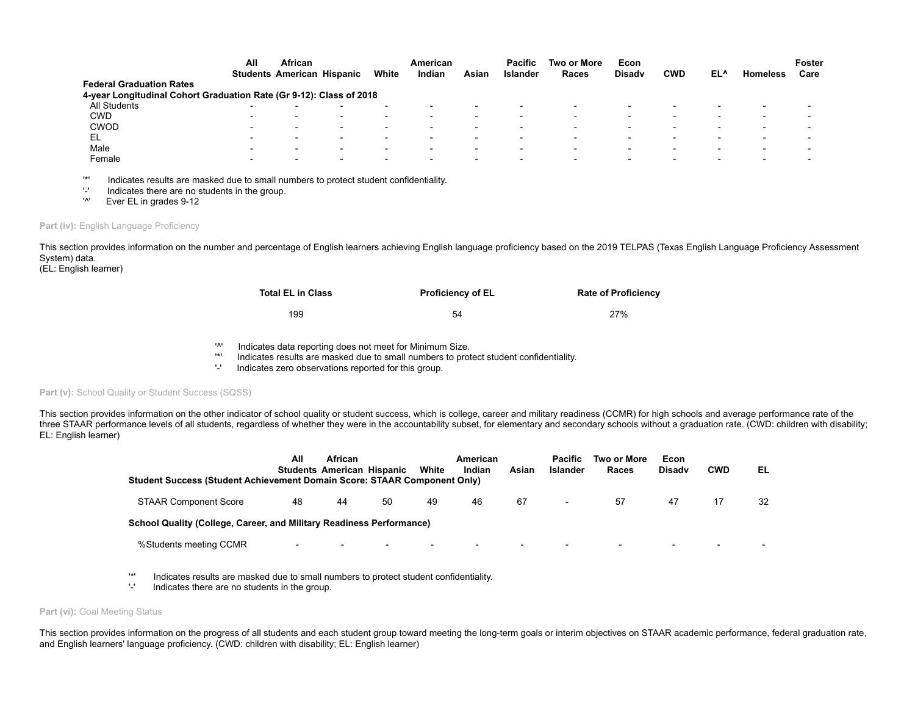| | All Students | African American | Hispanic | White | American Indian | Asian | Pacific Islander | Two or More Races | Econ Disadv | CWD | EL^ | Homeless | Foster Care |
|---|---|---|---|---|---|---|---|---|---|---|---|---|---|
| **Federal Graduation Rates** | | | | | | | | | | | | | |
| **4-year Longitudinal Cohort Graduation Rate (Gr 9-12): Class of 2018** | | | | | | | | | | | | | |
| All Students | - | - | - | - | - | - | - | - | - | - | - | - | - |
| CWD | - | - | - | - | - | - | - | - | - | - | - | - | - |
| CWOD | - | - | - | - | - | - | - | - | - | - | - | - | - |
| EL | - | - | - | - | - | - | - | - | - | - | - | - | - |
| Male | - | - | - | - | - | - | - | - | - | - | - | - | - |
| Female | - | - | - | - | - | - | - | - | - | - | - | - | - |

'*' Indicates results are masked due to small numbers to protect student confidentiality.
'-' Indicates there are no students in the group.
'^' Ever EL in grades 9-12

**Part (iv):** English Language Proficiency

This section provides information on the number and percentage of English learners achieving English language proficiency based on the 2019 TELPAS (Texas English Language Proficiency Assessment System) data.
(EL: English learner)

| Total EL in Class | Proficiency of EL | Rate of Proficiency |
|---|---|---|
| 199 | 54 | 27% |

'^' Indicates data reporting does not meet for Minimum Size.
'*' Indicates results are masked due to small numbers to protect student confidentiality.
'-' Indicates zero observations reported for this group.

**Part (v):** School Quality or Student Success (SQSS)

This section provides information on the other indicator of school quality or student success, which is college, career and military readiness (CCMR) for high schools and average performance rate of the three STAAR performance levels of all students, regardless of whether they were in the accountability subset, for elementary and secondary schools without a graduation rate. (CWD: children with disability; EL: English learner)

| | All Students | African American | Hispanic | White | American Indian | Asian | Pacific Islander | Two or More Races | Econ Disadv | CWD | EL |
|---|---|---|---|---|---|---|---|---|---|---|---|
| **Student Success (Student Achievement Domain Score: STAAR Component Only)** | | | | | | | | | | | |
| STAAR Component Score | 48 | 44 | 50 | 49 | 46 | 67 | - | 57 | 47 | 17 | 32 |
| **School Quality (College, Career, and Military Readiness Performance)** | | | | | | | | | | | |
| %Students meeting CCMR | - | - | - | - | - | - | - | - | - | - | - |

'*' Indicates results are masked due to small numbers to protect student confidentiality.
'-' Indicates there are no students in the group.

**Part (vi):** Goal Meeting Status

This section provides information on the progress of all students and each student group toward meeting the long-term goals or interim objectives on STAAR academic performance, federal graduation rate, and English learners' language proficiency. (CWD: children with disability; EL: English learner)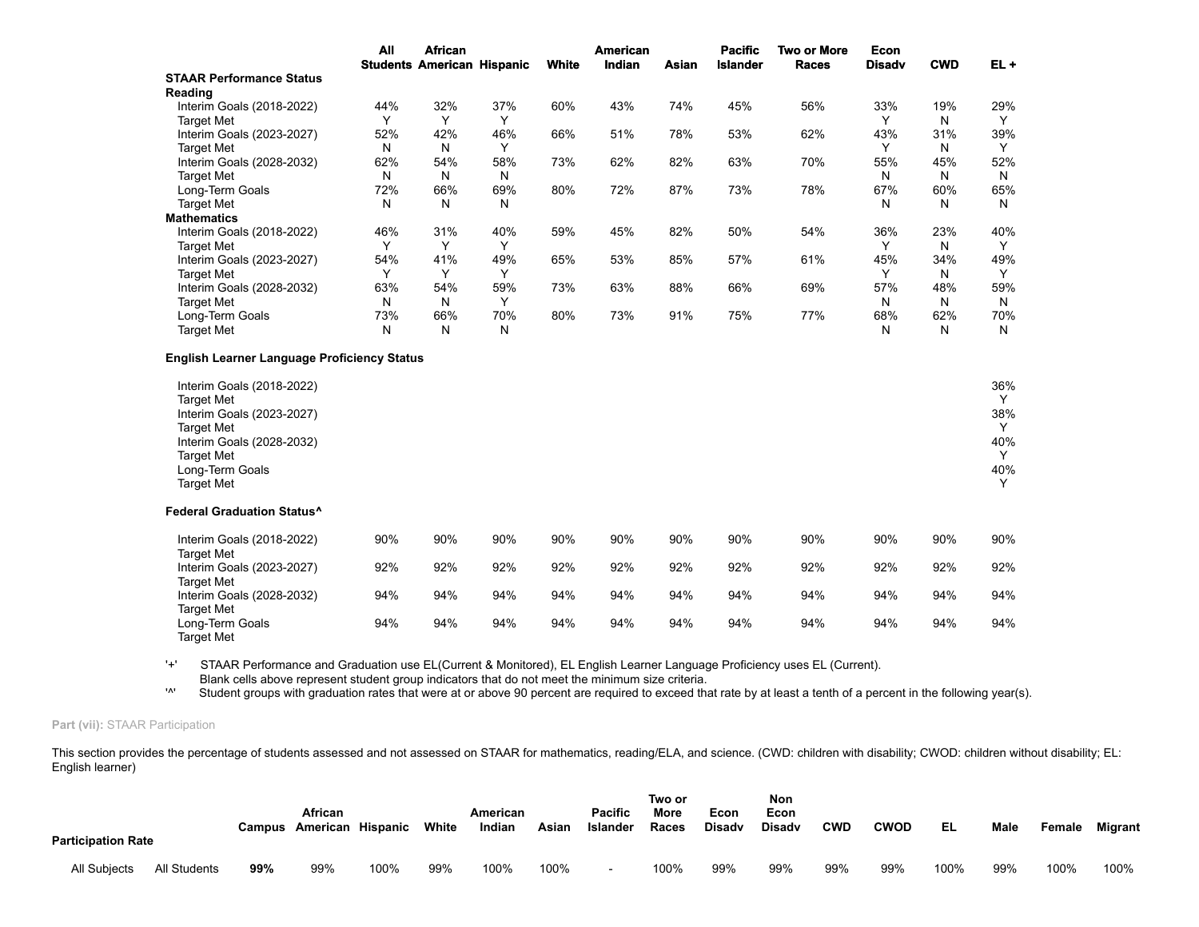| | All Students | African American | Hispanic | White | American Indian | Asian | Pacific Islander | Two or More Races | Econ Disadv | CWD | EL + |
|---|---|---|---|---|---|---|---|---|---|---|---|
| **STAAR Performance Status** | | | | | | | | | | | |
| **Reading** | | | | | | | | | | | |
| Interim Goals (2018-2022) | 44% | 32% | 37% | 60% | 43% | 74% | 45% | 56% | 33% | 19% | 29% |
| Target Met | Y | Y | Y | | | | | | Y | N | Y |
| Interim Goals (2023-2027) | 52% | 42% | 46% | 66% | 51% | 78% | 53% | 62% | 43% | 31% | 39% |
| Target Met | N | N | Y | | | | | | Y | N | Y |
| Interim Goals (2028-2032) | 62% | 54% | 58% | 73% | 62% | 82% | 63% | 70% | 55% | 45% | 52% |
| Target Met | N | N | N | | | | | | N | N | N |
| Long-Term Goals | 72% | 66% | 69% | 80% | 72% | 87% | 73% | 78% | 67% | 60% | 65% |
| Target Met | N | N | N | | | | | | N | N | N |
| **Mathematics** | | | | | | | | | | | |
| Interim Goals (2018-2022) | 46% | 31% | 40% | 59% | 45% | 82% | 50% | 54% | 36% | 23% | 40% |
| Target Met | Y | Y | Y | | | | | | Y | N | Y |
| Interim Goals (2023-2027) | 54% | 41% | 49% | 65% | 53% | 85% | 57% | 61% | 45% | 34% | 49% |
| Target Met | Y | Y | Y | | | | | | Y | N | Y |
| Interim Goals (2028-2032) | 63% | 54% | 59% | 73% | 63% | 88% | 66% | 69% | 57% | 48% | 59% |
| Target Met | N | N | Y | | | | | | N | N | N |
| Long-Term Goals | 73% | 66% | 70% | 80% | 73% | 91% | 75% | 77% | 68% | 62% | 70% |
| Target Met | N | N | N | | | | | | N | N | N |
| **English Learner Language Proficiency Status** | | | | | | | | | | | |
| Interim Goals (2018-2022) | | | | | | | | | | | 36% |
| Target Met | | | | | | | | | | | Y |
| Interim Goals (2023-2027) | | | | | | | | | | | 38% |
| Target Met | | | | | | | | | | | Y |
| Interim Goals (2028-2032) | | | | | | | | | | | 40% |
| Target Met | | | | | | | | | | | Y |
| Long-Term Goals | | | | | | | | | | | 40% |
| Target Met | | | | | | | | | | | Y |
| **Federal Graduation Status^** | | | | | | | | | | | |
| Interim Goals (2018-2022) | 90% | 90% | 90% | 90% | 90% | 90% | 90% | 90% | 90% | 90% | 90% |
| Target Met | | | | | | | | | | | |
| Interim Goals (2023-2027) | 92% | 92% | 92% | 92% | 92% | 92% | 92% | 92% | 92% | 92% | 92% |
| Target Met | | | | | | | | | | | |
| Interim Goals (2028-2032) | 94% | 94% | 94% | 94% | 94% | 94% | 94% | 94% | 94% | 94% | 94% |
| Target Met | | | | | | | | | | | |
| Long-Term Goals | 94% | 94% | 94% | 94% | 94% | 94% | 94% | 94% | 94% | 94% | 94% |
| Target Met | | | | | | | | | | | |

'+' STAAR Performance and Graduation use EL(Current & Monitored), EL English Learner Language Proficiency uses EL (Current).
Blank cells above represent student group indicators that do not meet the minimum size criteria.
'^' Student groups with graduation rates that were at or above 90 percent are required to exceed that rate by at least a tenth of a percent in the following year(s).

**Part (vii):** STAAR Participation

This section provides the percentage of students assessed and not assessed on STAAR for mathematics, reading/ELA, and science. (CWD: children with disability; CWOD: children without disability; EL: English learner)

| Participation Rate | | Campus | African American | Hispanic | White | American Indian | Asian | Pacific Islander | Two or More Races | Econ Disadv | Non Econ Disadv | CWD | CWOD | EL | Male | Female | Migrant |
|---|---|---|---|---|---|---|---|---|---|---|---|---|---|---|---|---|---|
| All Subjects | All Students | **99%** | 99% | 100% | 99% | 100% | 100% | - | 100% | 99% | 99% | 99% | 99% | 100% | 99% | 100% | 100% |